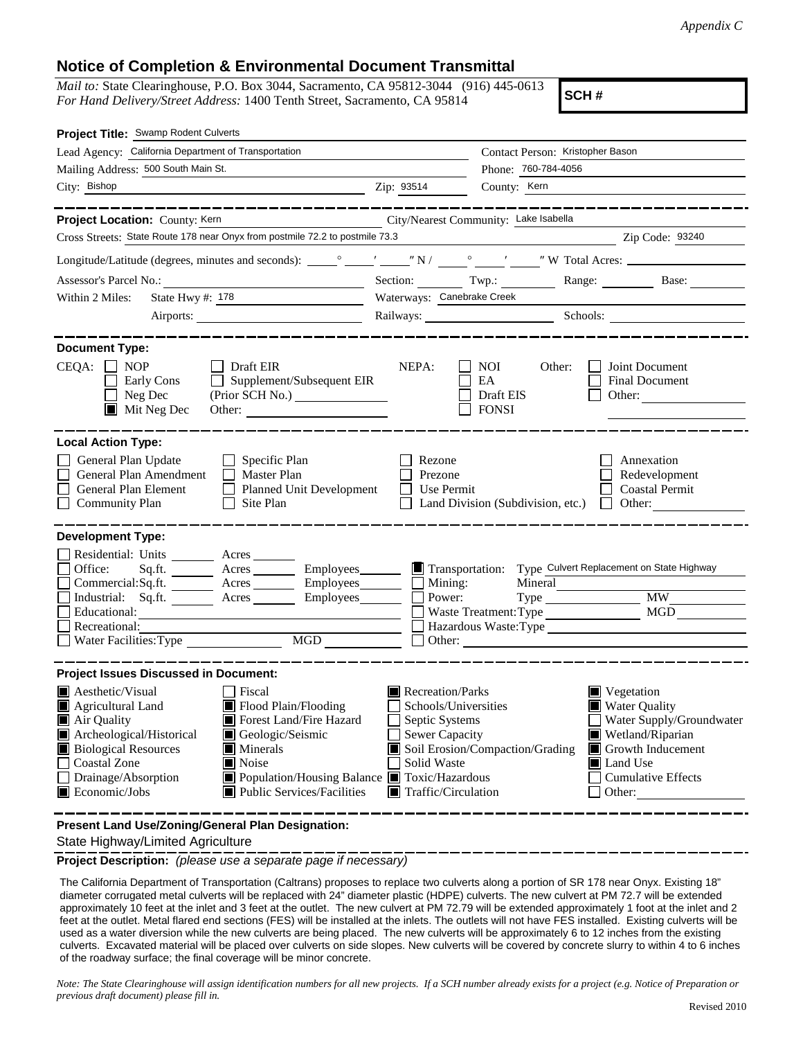*Appendix C*

## Notice of Completion & Environmental Document Transmittal

*Mail to:* State Clearinghouse, P.O. Box 3044, Sacramento, CA 95812-3044 (916) 445-0613
*For Hand Delivery/Street Address:* 1400 Tenth Street, Sacramento, CA 95814

**SCH #**

**Project Title:** Swamp Rodent Culverts

Lead Agency: California Department of Transportation — Contact Person: Kristopher Bason

Mailing Address: 500 South Main St. — Phone: 760-784-4056

City: Bishop — Zip: 93514 — County: Kern

---

**Project Location:** County: Kern — City/Nearest Community: Lake Isabella

Cross Streets: State Route 178 near Onyx from postmile 72.2 to postmile 73.3 — Zip Code: 93240

Longitude/Latitude (degrees, minutes and seconds): \_\_° \_\_′ \_\_″ N / \_\_° \_\_′ \_\_″ W Total Acres: \_\_\_\_

Assessor's Parcel No.: \_\_\_\_ Section: \_\_\_\_ Twp.: \_\_\_\_ Range: \_\_\_\_ Base: \_\_\_\_

Within 2 Miles: State Hwy #: 178 — Waterways: Canebrake Creek

Airports: \_\_\_\_ Railways: \_\_\_\_ Schools: \_\_\_\_

---

**Document Type:**

CEQA: ☐ NOP ☐ Early Cons ☐ Neg Dec ■ Mit Neg Dec ☐ Draft EIR ☐ Supplement/Subsequent EIR (Prior SCH No.) \_\_\_\_ Other: \_\_\_\_

NEPA: ☐ NOI ☐ EA ☐ Draft EIS ☐ FONSI

Other: ☐ Joint Document ☐ Final Document ☐ Other: \_\_\_\_

---

**Local Action Type:**

☐ General Plan Update ☐ General Plan Amendment ☐ General Plan Element ☐ Community Plan ☐ Specific Plan ☐ Master Plan ☐ Planned Unit Development ☐ Site Plan ☐ Rezone ☐ Prezone ☐ Use Permit ☐ Land Division (Subdivision, etc.) ☐ Annexation ☐ Redevelopment ☐ Coastal Permit ☐ Other: \_\_\_\_

---

**Development Type:**

☐ Residential: Units \_\_\_\_ Acres \_\_\_\_
☐ Office: Sq.ft. \_\_\_\_ Acres \_\_\_\_ Employees \_\_\_\_
☐ Commercial: Sq.ft. \_\_\_\_ Acres \_\_\_\_ Employees \_\_\_\_
☐ Industrial: Sq.ft. \_\_\_\_ Acres \_\_\_\_ Employees \_\_\_\_
☐ Educational: \_\_\_\_
☐ Recreational: \_\_\_\_
☐ Water Facilities: Type \_\_\_\_ MGD \_\_\_\_
■ Transportation: Type Culvert Replacement on State Highway
☐ Mining: Mineral \_\_\_\_
☐ Power: Type \_\_\_\_ MW \_\_\_\_
☐ Waste Treatment: Type \_\_\_\_ MGD \_\_\_\_
☐ Hazardous Waste: Type \_\_\_\_
☐ Other: \_\_\_\_

---

**Project Issues Discussed in Document:**

■ Aesthetic/Visual ☐ Fiscal ■ Recreation/Parks ■ Vegetation
■ Agricultural Land ■ Flood Plain/Flooding ☐ Schools/Universities ■ Water Quality
■ Air Quality ■ Forest Land/Fire Hazard ☐ Septic Systems ☐ Water Supply/Groundwater
■ Archeological/Historical ■ Geologic/Seismic ☐ Sewer Capacity ■ Wetland/Riparian
■ Biological Resources ■ Minerals ■ Soil Erosion/Compaction/Grading ■ Growth Inducement
☐ Coastal Zone ■ Noise ☐ Solid Waste ■ Land Use
☐ Drainage/Absorption ■ Population/Housing Balance ■ Toxic/Hazardous ☐ Cumulative Effects
■ Economic/Jobs ■ Public Services/Facilities ■ Traffic/Circulation ☐ Other: \_\_\_\_

---

**Present Land Use/Zoning/General Plan Designation:**

State Highway/Limited Agriculture

**Project Description:** *(please use a separate page if necessary)*

The California Department of Transportation (Caltrans) proposes to replace two culverts along a portion of SR 178 near Onyx. Existing 18" diameter corrugated metal culverts will be replaced with 24" diameter plastic (HDPE) culverts. The new culvert at PM 72.7 will be extended approximately 10 feet at the inlet and 3 feet at the outlet. The new culvert at PM 72.79 will be extended approximately 1 foot at the inlet and 2 feet at the outlet. Metal flared end sections (FES) will be installed at the inlets. The outlets will not have FES installed. Existing culverts will be used as a water diversion while the new culverts are being placed. The new culverts will be approximately 6 to 12 inches from the existing culverts. Excavated material will be placed over culverts on side slopes. New culverts will be covered by concrete slurry to within 4 to 6 inches of the roadway surface; the final coverage will be minor concrete.

*Note: The State Clearinghouse will assign identification numbers for all new projects. If a SCH number already exists for a project (e.g. Notice of Preparation or previous draft document) please fill in.*

Revised 2010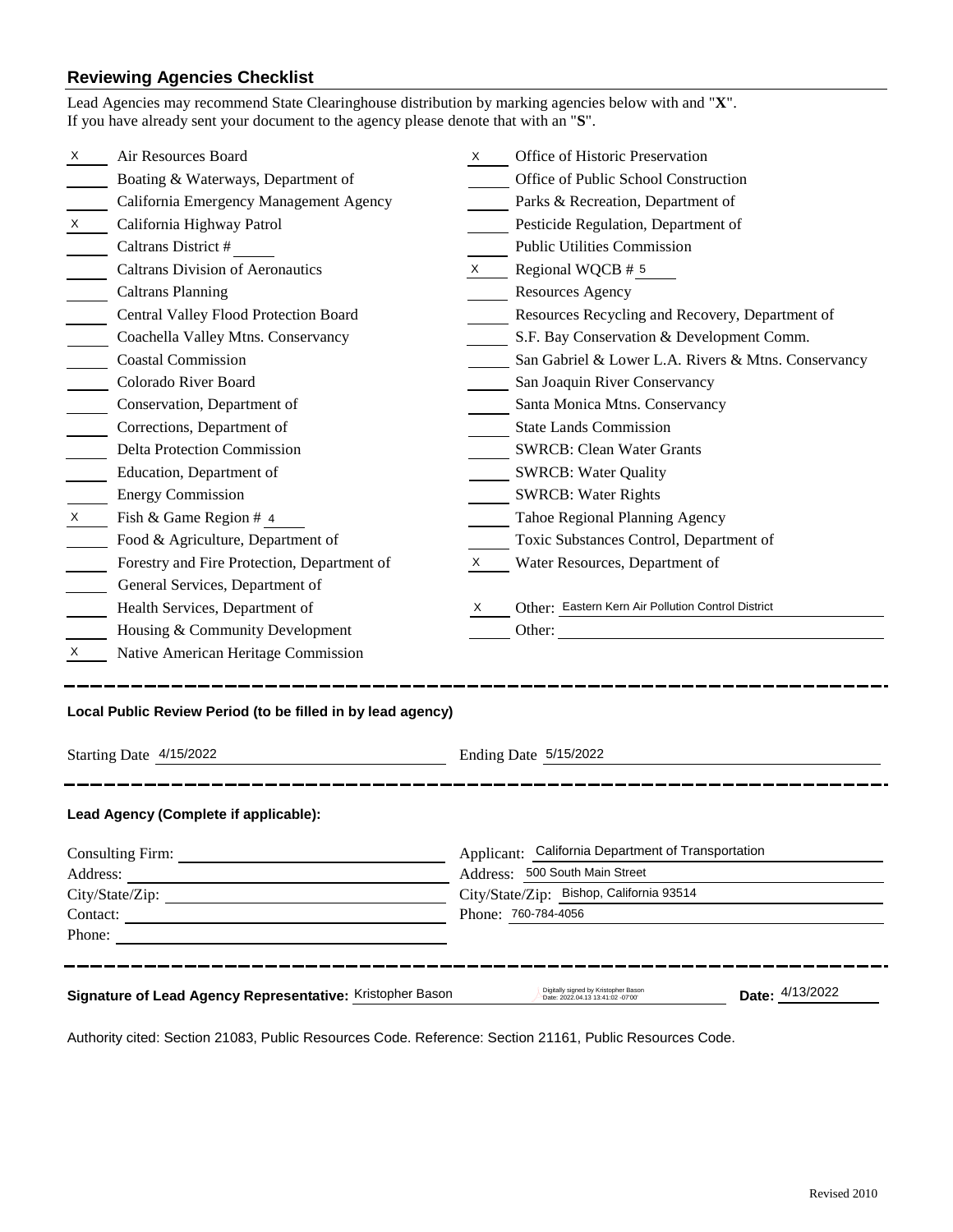## Reviewing Agencies Checklist

Lead Agencies may recommend State Clearinghouse distribution by marking agencies below with and "**X**".
If you have already sent your document to the agency please denote that with an "**S**".

| | | | |
|---|---|---|---|
| X | Air Resources Board | X | Office of Historic Preservation |
| | Boating & Waterways, Department of | | Office of Public School Construction |
| | California Emergency Management Agency | | Parks & Recreation, Department of |
| X | California Highway Patrol | | Pesticide Regulation, Department of |
| | Caltrans District # | | Public Utilities Commission |
| | Caltrans Division of Aeronautics | X | Regional WQCB # 5 |
| | Caltrans Planning | | Resources Agency |
| | Central Valley Flood Protection Board | | Resources Recycling and Recovery, Department of |
| | Coachella Valley Mtns. Conservancy | | S.F. Bay Conservation & Development Comm. |
| | Coastal Commission | | San Gabriel & Lower L.A. Rivers & Mtns. Conservancy |
| | Colorado River Board | | San Joaquin River Conservancy |
| | Conservation, Department of | | Santa Monica Mtns. Conservancy |
| | Corrections, Department of | | State Lands Commission |
| | Delta Protection Commission | | SWRCB: Clean Water Grants |
| | Education, Department of | | SWRCB: Water Quality |
| | Energy Commission | | SWRCB: Water Rights |
| X | Fish & Game Region # 4 | | Tahoe Regional Planning Agency |
| | Food & Agriculture, Department of | | Toxic Substances Control, Department of |
| | Forestry and Fire Protection, Department of | X | Water Resources, Department of |
| | General Services, Department of | | |
| | Health Services, Department of | X | Other: Eastern Kern Air Pollution Control District |
| | Housing & Community Development | | Other: |
| X | Native American Heritage Commission | | |

---

**Local Public Review Period (to be filled in by lead agency)**

Starting Date 4/15/2022 Ending Date 5/15/2022

---

**Lead Agency (Complete if applicable):**

| | |
|---|---|
| Consulting Firm: | Applicant: California Department of Transportation |
| Address: | Address: 500 South Main Street |
| City/State/Zip: | City/State/Zip: Bishop, California 93514 |
| Contact: | Phone: 760-784-4056 |
| Phone: | |

---

**Signature of Lead Agency Representative:** Kristopher Bason Digitally signed by Kristopher Bason Date: 2022.04.13 13:41:02 -07'00' **Date:** 4/13/2022

Authority cited: Section 21083, Public Resources Code. Reference: Section 21161, Public Resources Code.

Revised 2010